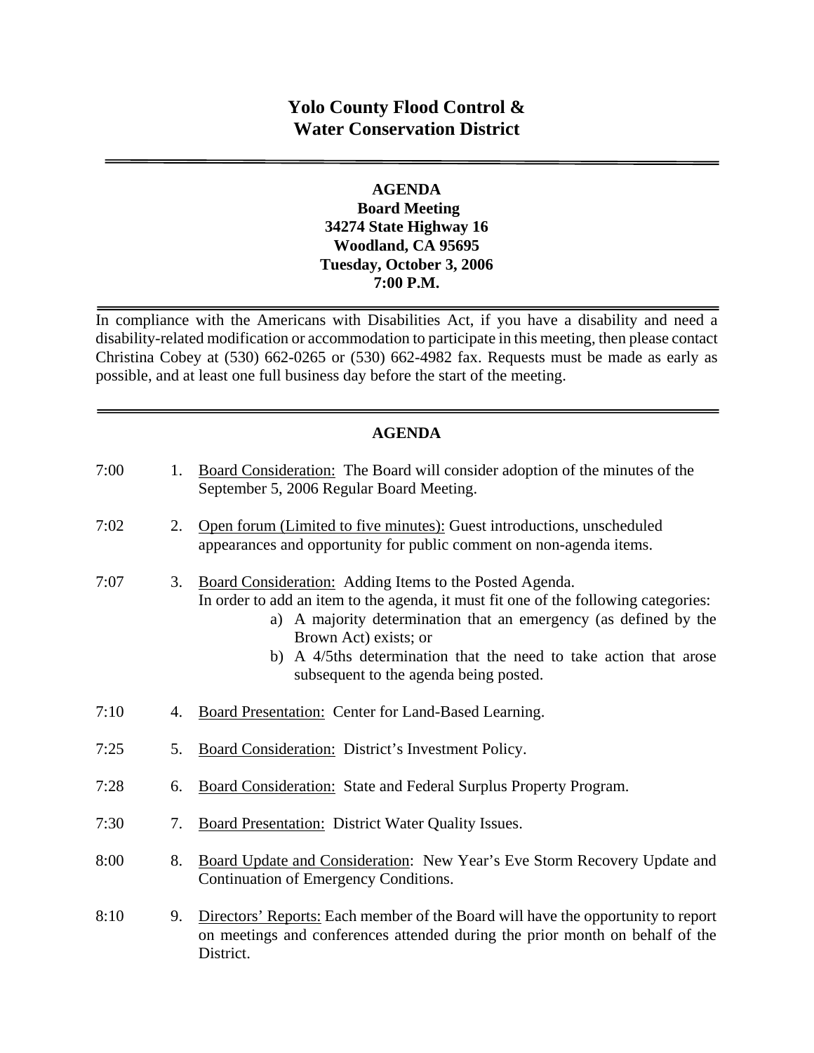# Yolo County Flood Control & Water Conservation District

---

**AGENDA**
**Board Meeting**
**34274 State Highway 16**
**Woodland, CA 95695**
**Tuesday, October 3, 2006**
**7:00 P.M.**

---

In compliance with the Americans with Disabilities Act, if you have a disability and need a disability-related modification or accommodation to participate in this meeting, then please contact Christina Cobey at (530) 662-0265 or (530) 662-4982 fax. Requests must be made as early as possible, and at least one full business day before the start of the meeting.

---

## AGENDA

7:00 1. Board Consideration: The Board will consider adoption of the minutes of the September 5, 2006 Regular Board Meeting.

7:02 2. Open forum (Limited to five minutes): Guest introductions, unscheduled appearances and opportunity for public comment on non-agenda items.

7:07 3. Board Consideration: Adding Items to the Posted Agenda.
In order to add an item to the agenda, it must fit one of the following categories:
  a) A majority determination that an emergency (as defined by the Brown Act) exists; or
  b) A 4/5ths determination that the need to take action that arose subsequent to the agenda being posted.

7:10 4. Board Presentation: Center for Land-Based Learning.

7:25 5. Board Consideration: District's Investment Policy.

7:28 6. Board Consideration: State and Federal Surplus Property Program.

7:30 7. Board Presentation: District Water Quality Issues.

8:00 8. Board Update and Consideration: New Year's Eve Storm Recovery Update and Continuation of Emergency Conditions.

8:10 9. Directors' Reports: Each member of the Board will have the opportunity to report on meetings and conferences attended during the prior month on behalf of the District.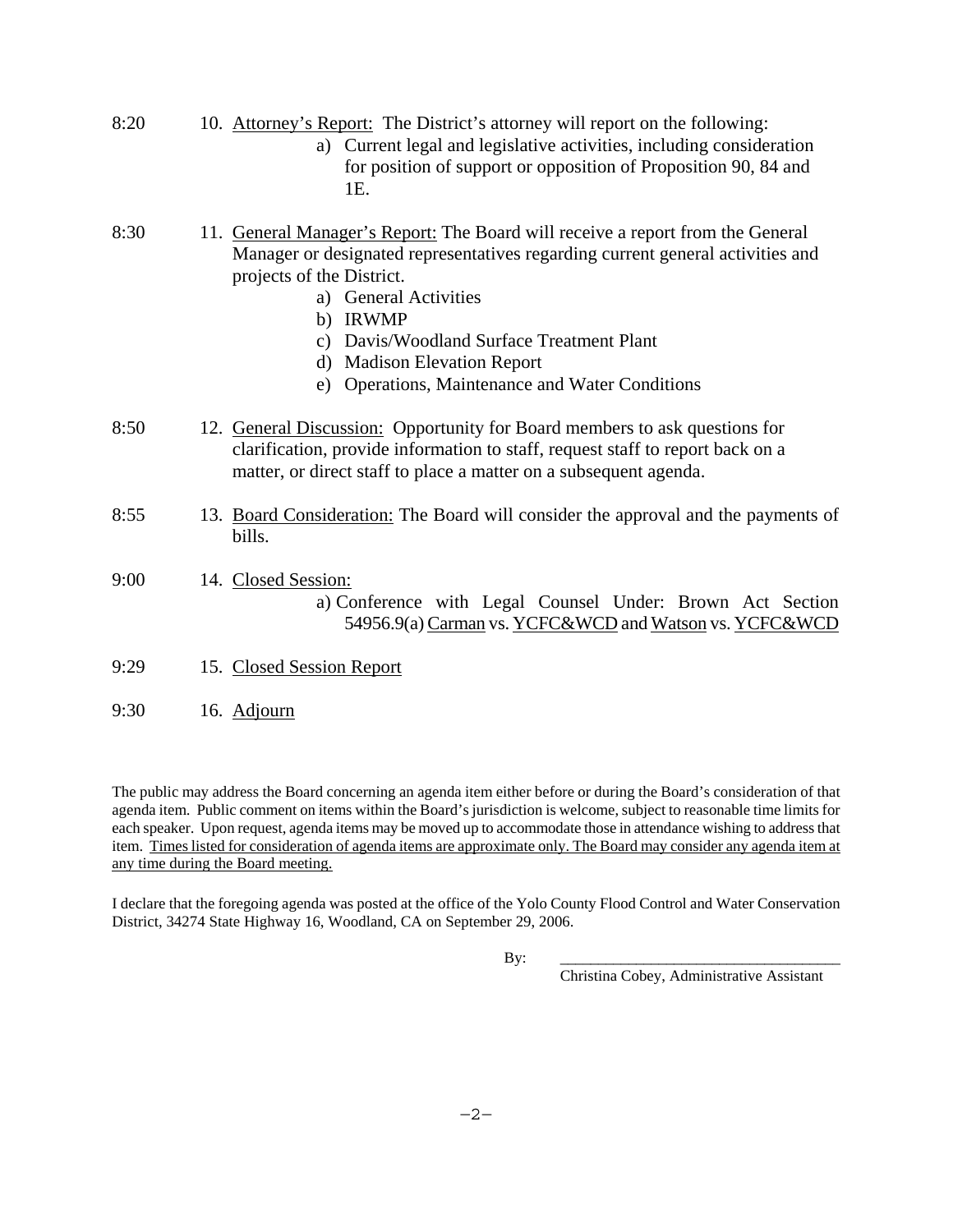8:20 10. <u>Attorney's Report:</u> The District's attorney will report on the following:

   a) Current legal and legislative activities, including consideration for position of support or opposition of Proposition 90, 84 and 1E.

8:30 11. <u>General Manager's Report:</u> The Board will receive a report from the General Manager or designated representatives regarding current general activities and projects of the District.

   a) General Activities
   b) IRWMP
   c) Davis/Woodland Surface Treatment Plant
   d) Madison Elevation Report
   e) Operations, Maintenance and Water Conditions

8:50 12. <u>General Discussion:</u> Opportunity for Board members to ask questions for clarification, provide information to staff, request staff to report back on a matter, or direct staff to place a matter on a subsequent agenda.

8:55 13. <u>Board Consideration:</u> The Board will consider the approval and the payments of bills.

9:00 14. <u>Closed Session:</u>

   a) Conference with Legal Counsel Under: Brown Act Section 54956.9(a) <u>Carman</u> vs. <u>YCFC&WCD</u> and <u>Watson</u> vs. <u>YCFC&WCD</u>

9:29 15. <u>Closed Session Report</u>

9:30 16. <u>Adjourn</u>

The public may address the Board concerning an agenda item either before or during the Board's consideration of that agenda item. Public comment on items within the Board's jurisdiction is welcome, subject to reasonable time limits for each speaker. Upon request, agenda items may be moved up to accommodate those in attendance wishing to address that item. <u>Times listed for consideration of agenda items are approximate only. The Board may consider any agenda item at any time during the Board meeting.</u>

I declare that the foregoing agenda was posted at the office of the Yolo County Flood Control and Water Conservation District, 34274 State Highway 16, Woodland, CA on September 29, 2006.

By: ___________________________________

Christina Cobey, Administrative Assistant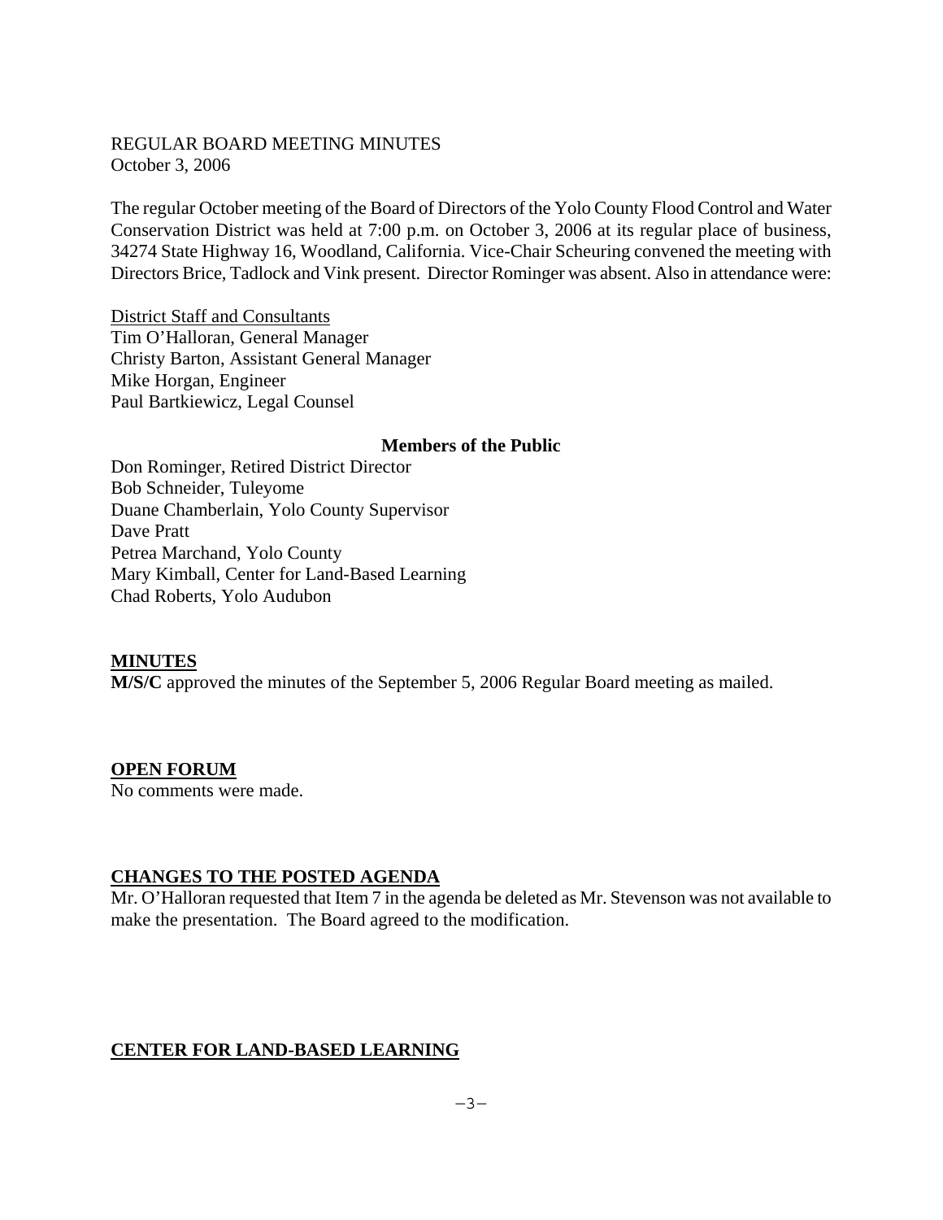REGULAR BOARD MEETING MINUTES
October 3, 2006

The regular October meeting of the Board of Directors of the Yolo County Flood Control and Water Conservation District was held at 7:00 p.m. on October 3, 2006 at its regular place of business, 34274 State Highway 16, Woodland, California. Vice-Chair Scheuring convened the meeting with Directors Brice, Tadlock and Vink present. Director Rominger was absent. Also in attendance were:

District Staff and Consultants
Tim O'Halloran, General Manager
Christy Barton, Assistant General Manager
Mike Horgan, Engineer
Paul Bartkiewicz, Legal Counsel

**Members of the Public**

Don Rominger, Retired District Director
Bob Schneider, Tuleyome
Duane Chamberlain, Yolo County Supervisor
Dave Pratt
Petrea Marchand, Yolo County
Mary Kimball, Center for Land-Based Learning
Chad Roberts, Yolo Audubon

## MINUTES

**M/S/C** approved the minutes of the September 5, 2006 Regular Board meeting as mailed.

## OPEN FORUM

No comments were made.

## CHANGES TO THE POSTED AGENDA

Mr. O'Halloran requested that Item 7 in the agenda be deleted as Mr. Stevenson was not available to make the presentation. The Board agreed to the modification.

## CENTER FOR LAND-BASED LEARNING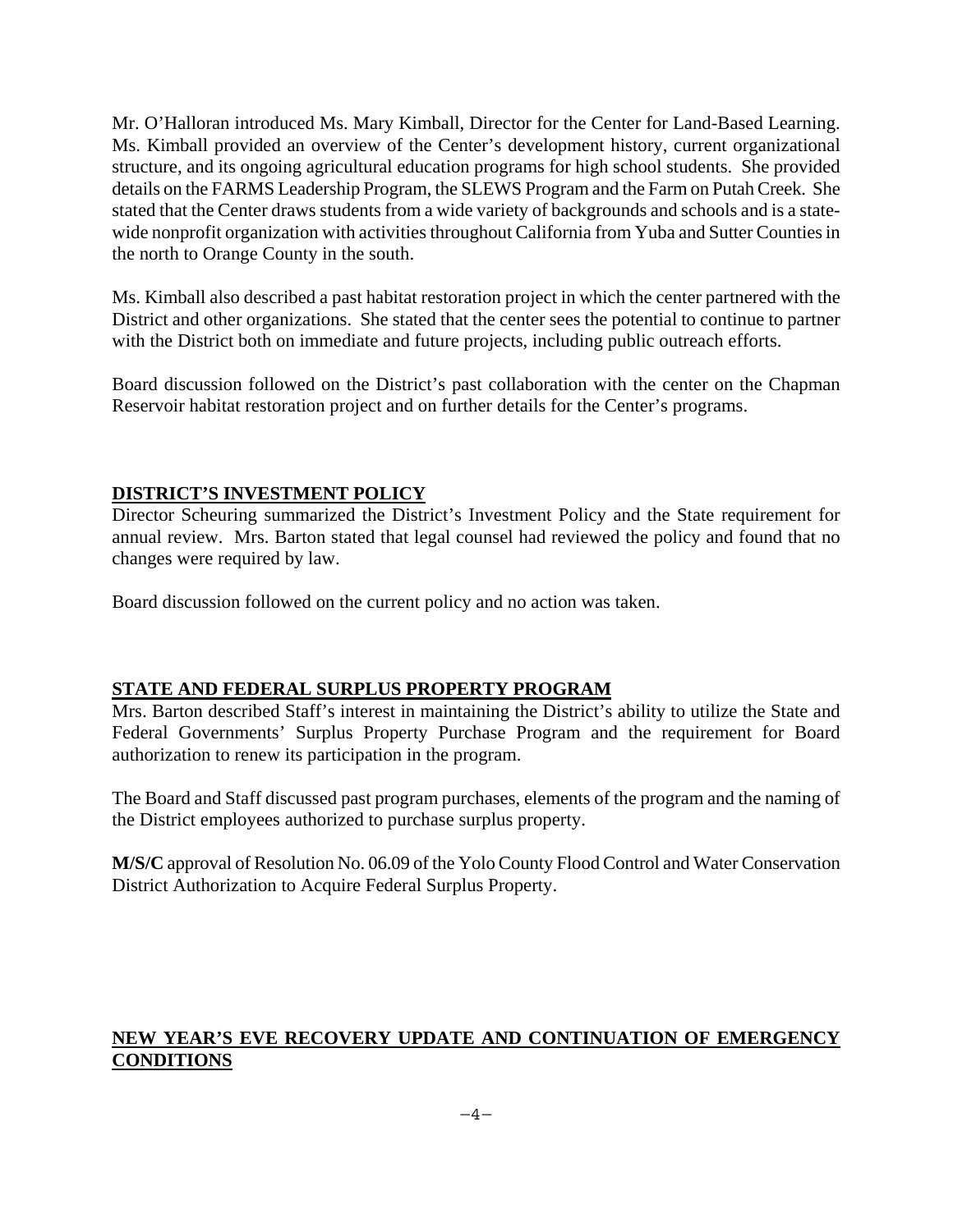Mr. O'Halloran introduced Ms. Mary Kimball, Director for the Center for Land-Based Learning. Ms. Kimball provided an overview of the Center's development history, current organizational structure, and its ongoing agricultural education programs for high school students. She provided details on the FARMS Leadership Program, the SLEWS Program and the Farm on Putah Creek. She stated that the Center draws students from a wide variety of backgrounds and schools and is a state-wide nonprofit organization with activities throughout California from Yuba and Sutter Counties in the north to Orange County in the south.

Ms. Kimball also described a past habitat restoration project in which the center partnered with the District and other organizations. She stated that the center sees the potential to continue to partner with the District both on immediate and future projects, including public outreach efforts.

Board discussion followed on the District's past collaboration with the center on the Chapman Reservoir habitat restoration project and on further details for the Center's programs.

## DISTRICT'S INVESTMENT POLICY

Director Scheuring summarized the District's Investment Policy and the State requirement for annual review. Mrs. Barton stated that legal counsel had reviewed the policy and found that no changes were required by law.

Board discussion followed on the current policy and no action was taken.

## STATE AND FEDERAL SURPLUS PROPERTY PROGRAM

Mrs. Barton described Staff's interest in maintaining the District's ability to utilize the State and Federal Governments' Surplus Property Purchase Program and the requirement for Board authorization to renew its participation in the program.

The Board and Staff discussed past program purchases, elements of the program and the naming of the District employees authorized to purchase surplus property.

**M/S/C** approval of Resolution No. 06.09 of the Yolo County Flood Control and Water Conservation District Authorization to Acquire Federal Surplus Property.

## NEW YEAR'S EVE RECOVERY UPDATE AND CONTINUATION OF EMERGENCY CONDITIONS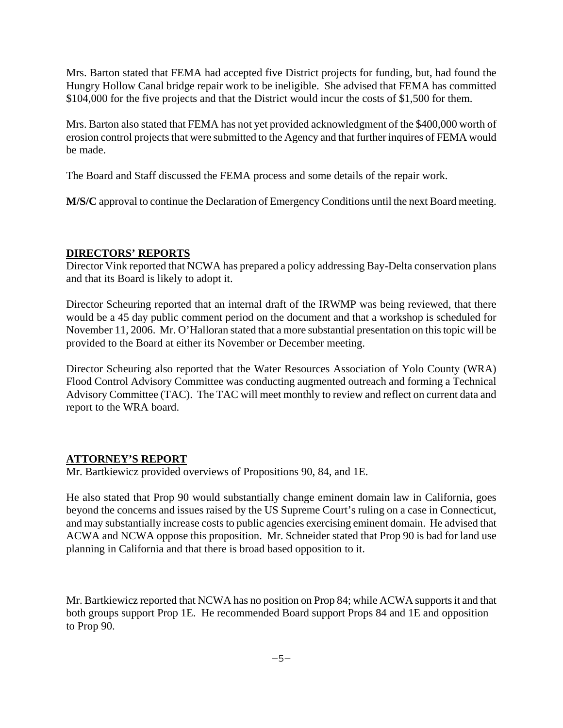Mrs. Barton stated that FEMA had accepted five District projects for funding, but, had found the Hungry Hollow Canal bridge repair work to be ineligible. She advised that FEMA has committed $104,000 for the five projects and that the District would incur the costs of $1,500 for them.

Mrs. Barton also stated that FEMA has not yet provided acknowledgment of the $400,000 worth of erosion control projects that were submitted to the Agency and that further inquires of FEMA would be made.

The Board and Staff discussed the FEMA process and some details of the repair work.

**M/S/C** approval to continue the Declaration of Emergency Conditions until the next Board meeting.

## DIRECTORS' REPORTS

Director Vink reported that NCWA has prepared a policy addressing Bay-Delta conservation plans and that its Board is likely to adopt it.

Director Scheuring reported that an internal draft of the IRWMP was being reviewed, that there would be a 45 day public comment period on the document and that a workshop is scheduled for November 11, 2006. Mr. O'Halloran stated that a more substantial presentation on this topic will be provided to the Board at either its November or December meeting.

Director Scheuring also reported that the Water Resources Association of Yolo County (WRA) Flood Control Advisory Committee was conducting augmented outreach and forming a Technical Advisory Committee (TAC). The TAC will meet monthly to review and reflect on current data and report to the WRA board.

## ATTORNEY'S REPORT

Mr. Bartkiewicz provided overviews of Propositions 90, 84, and 1E.

He also stated that Prop 90 would substantially change eminent domain law in California, goes beyond the concerns and issues raised by the US Supreme Court's ruling on a case in Connecticut, and may substantially increase costs to public agencies exercising eminent domain. He advised that ACWA and NCWA oppose this proposition. Mr. Schneider stated that Prop 90 is bad for land use planning in California and that there is broad based opposition to it.

Mr. Bartkiewicz reported that NCWA has no position on Prop 84; while ACWA supports it and that both groups support Prop 1E. He recommended Board support Props 84 and 1E and opposition to Prop 90.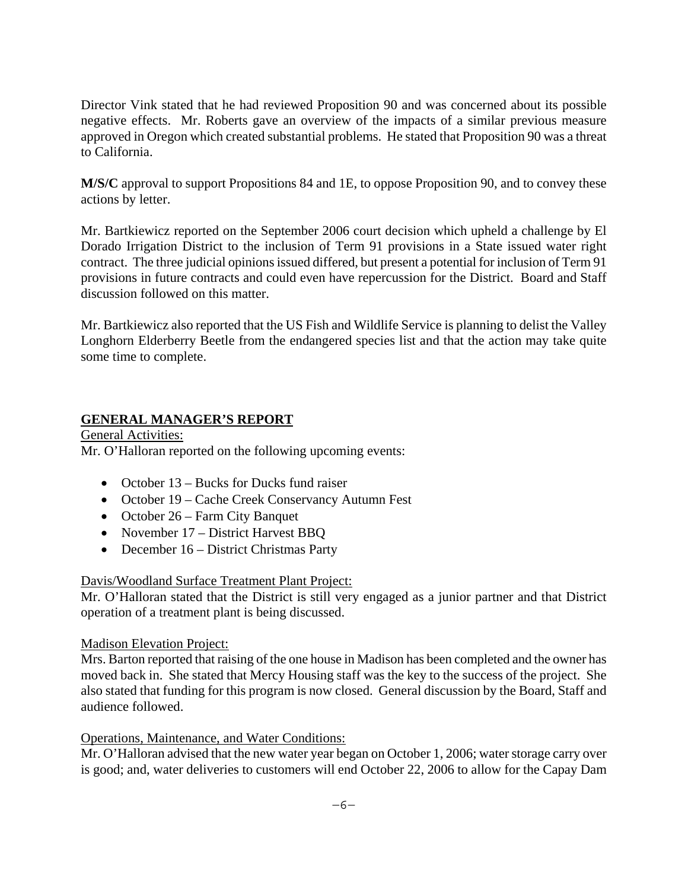Director Vink stated that he had reviewed Proposition 90 and was concerned about its possible negative effects. Mr. Roberts gave an overview of the impacts of a similar previous measure approved in Oregon which created substantial problems. He stated that Proposition 90 was a threat to California.

**M/S/C** approval to support Propositions 84 and 1E, to oppose Proposition 90, and to convey these actions by letter.

Mr. Bartkiewicz reported on the September 2006 court decision which upheld a challenge by El Dorado Irrigation District to the inclusion of Term 91 provisions in a State issued water right contract. The three judicial opinions issued differed, but present a potential for inclusion of Term 91 provisions in future contracts and could even have repercussion for the District. Board and Staff discussion followed on this matter.

Mr. Bartkiewicz also reported that the US Fish and Wildlife Service is planning to delist the Valley Longhorn Elderberry Beetle from the endangered species list and that the action may take quite some time to complete.

## GENERAL MANAGER'S REPORT

General Activities:

Mr. O'Halloran reported on the following upcoming events:

- October 13 – Bucks for Ducks fund raiser
- October 19 – Cache Creek Conservancy Autumn Fest
- October 26 – Farm City Banquet
- November 17 – District Harvest BBQ
- December 16 – District Christmas Party

Davis/Woodland Surface Treatment Plant Project:

Mr. O'Halloran stated that the District is still very engaged as a junior partner and that District operation of a treatment plant is being discussed.

Madison Elevation Project:

Mrs. Barton reported that raising of the one house in Madison has been completed and the owner has moved back in. She stated that Mercy Housing staff was the key to the success of the project. She also stated that funding for this program is now closed. General discussion by the Board, Staff and audience followed.

Operations, Maintenance, and Water Conditions:

Mr. O'Halloran advised that the new water year began on October 1, 2006; water storage carry over is good; and, water deliveries to customers will end October 22, 2006 to allow for the Capay Dam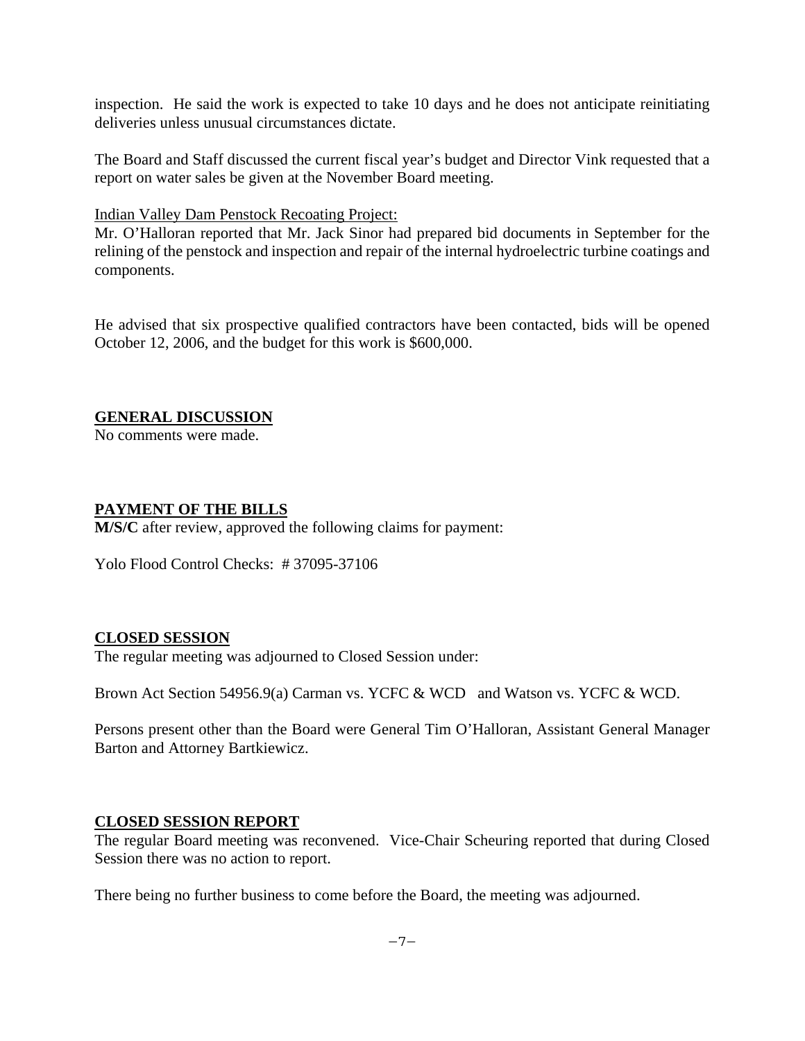inspection. He said the work is expected to take 10 days and he does not anticipate reinitiating deliveries unless unusual circumstances dictate.

The Board and Staff discussed the current fiscal year's budget and Director Vink requested that a report on water sales be given at the November Board meeting.

Indian Valley Dam Penstock Recoating Project:

Mr. O'Halloran reported that Mr. Jack Sinor had prepared bid documents in September for the relining of the penstock and inspection and repair of the internal hydroelectric turbine coatings and components.

He advised that six prospective qualified contractors have been contacted, bids will be opened October 12, 2006, and the budget for this work is $600,000.

## GENERAL DISCUSSION

No comments were made.

## PAYMENT OF THE BILLS

**M/S/C** after review, approved the following claims for payment:

Yolo Flood Control Checks: # 37095-37106

## CLOSED SESSION

The regular meeting was adjourned to Closed Session under:

Brown Act Section 54956.9(a) Carman vs. YCFC & WCD and Watson vs. YCFC & WCD.

Persons present other than the Board were General Tim O'Halloran, Assistant General Manager Barton and Attorney Bartkiewicz.

## CLOSED SESSION REPORT

The regular Board meeting was reconvened. Vice-Chair Scheuring reported that during Closed Session there was no action to report.

There being no further business to come before the Board, the meeting was adjourned.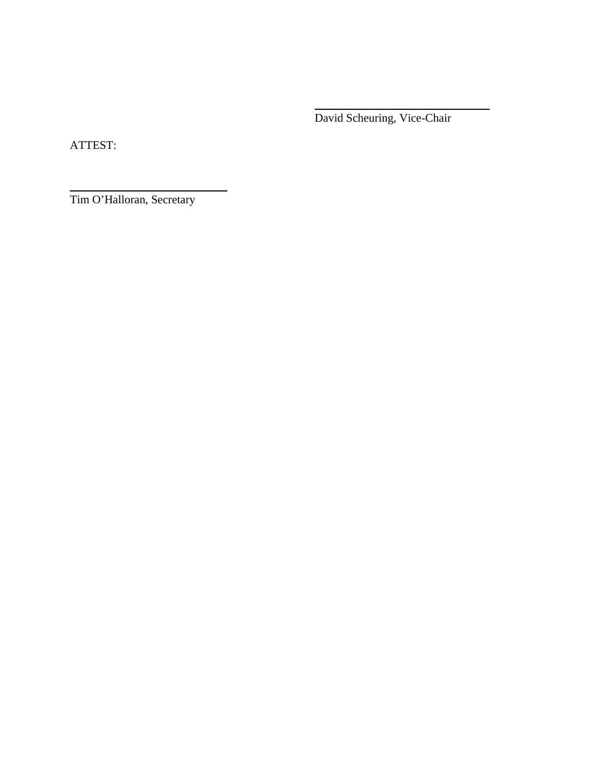\_\_\_\_\_\_\_\_\_\_\_\_\_\_\_\_\_\_\_\_\_\_\_\_\_\_\_\_\_\_

David Scheuring, Vice-Chair

ATTEST:

\_\_\_\_\_\_\_\_\_\_\_\_\_\_\_\_\_\_\_\_\_\_\_\_\_\_\_\_\_\_

Tim O'Halloran, Secretary